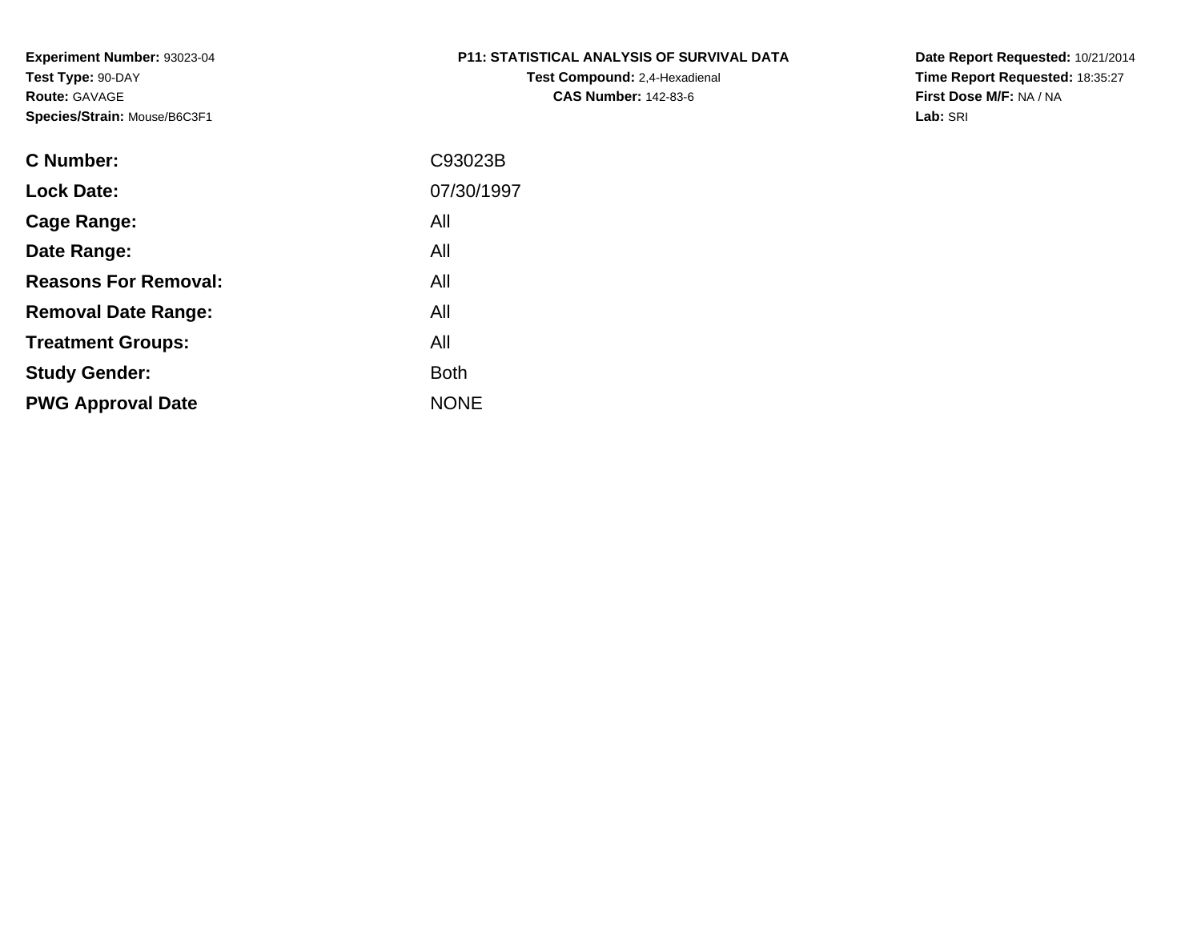**Experiment Number:** 93023-04
**Test Type:** 90-DAY
**Route:** GAVAGE
**Species/Strain:** Mouse/B6C3F1

**P11: STATISTICAL ANALYSIS OF SURVIVAL DATA**
**Test Compound:** 2,4-Hexadienal
**CAS Number:** 142-83-6

**Date Report Requested:** 10/21/2014
**Time Report Requested:** 18:35:27
**First Dose M/F:** NA / NA
**Lab:** SRI

| | |
|---|---|
| **C Number:** | C93023B |
| **Lock Date:** | 07/30/1997 |
| **Cage Range:** | All |
| **Date Range:** | All |
| **Reasons For Removal:** | All |
| **Removal Date Range:** | All |
| **Treatment Groups:** | All |
| **Study Gender:** | Both |
| **PWG Approval Date** | NONE |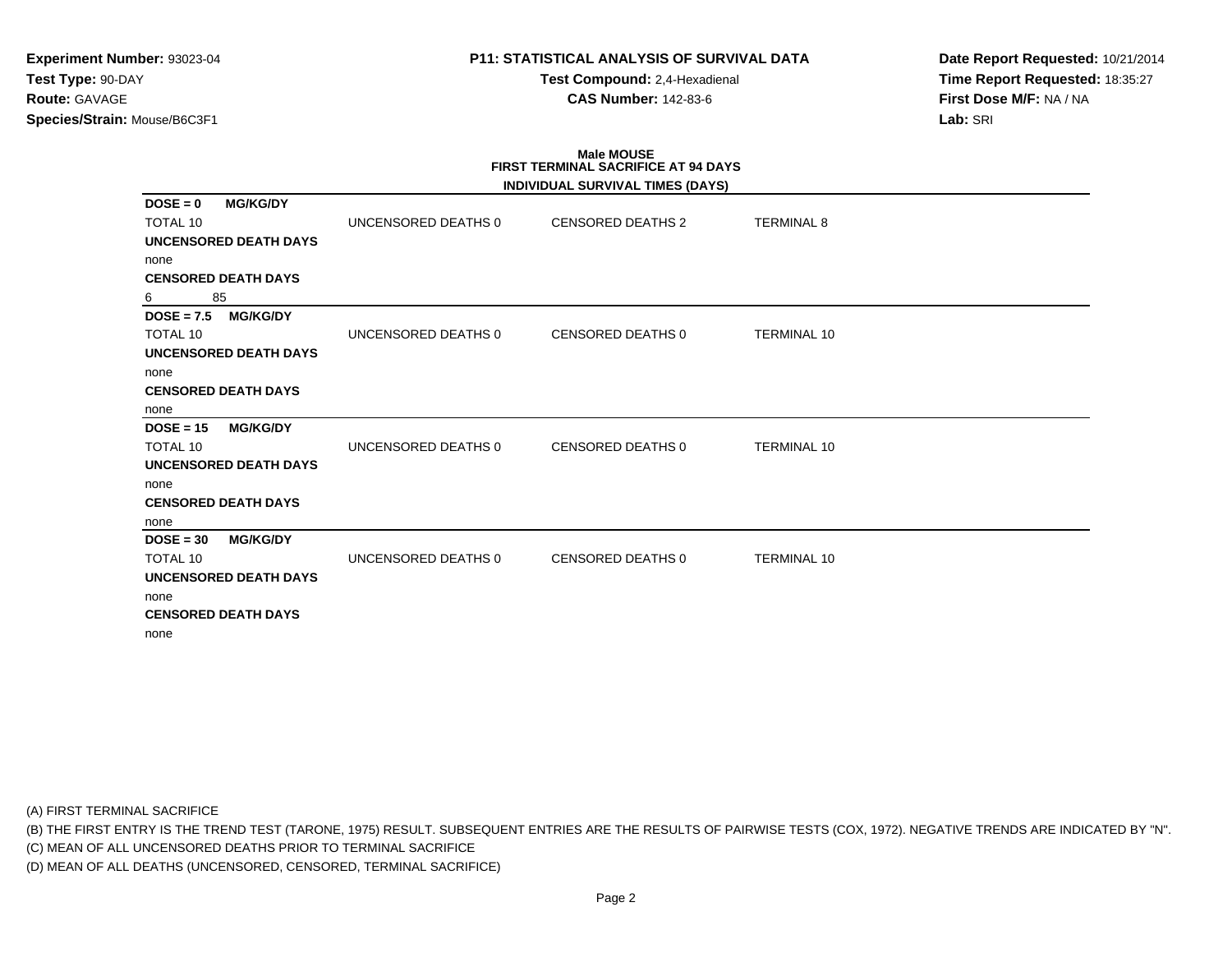**Experiment Number:** 93023-04
**Test Type:** 90-DAY
**Route:** GAVAGE
**Species/Strain:** Mouse/B6C3F1

**P11: STATISTICAL ANALYSIS OF SURVIVAL DATA**
**Test Compound:** 2,4-Hexadienal
**CAS Number:** 142-83-6

**Date Report Requested:** 10/21/2014
**Time Report Requested:** 18:35:27
**First Dose M/F:** NA / NA
**Lab:** SRI

**Male MOUSE**
**FIRST TERMINAL SACRIFICE AT 94 DAYS**
**INDIVIDUAL SURVIVAL TIMES (DAYS)**

**DOSE = 0 MG/KG/DY**

| TOTAL 10 | UNCENSORED DEATHS 0 | CENSORED DEATHS 2 | TERMINAL 8 |
|---|---|---|---|

**UNCENSORED DEATH DAYS**
none
**CENSORED DEATH DAYS**
6 85

**DOSE = 7.5 MG/KG/DY**

| TOTAL 10 | UNCENSORED DEATHS 0 | CENSORED DEATHS 0 | TERMINAL 10 |
|---|---|---|---|

**UNCENSORED DEATH DAYS**
none
**CENSORED DEATH DAYS**
none

**DOSE = 15 MG/KG/DY**

| TOTAL 10 | UNCENSORED DEATHS 0 | CENSORED DEATHS 0 | TERMINAL 10 |
|---|---|---|---|

**UNCENSORED DEATH DAYS**
none
**CENSORED DEATH DAYS**
none

**DOSE = 30 MG/KG/DY**

| TOTAL 10 | UNCENSORED DEATHS 0 | CENSORED DEATHS 0 | TERMINAL 10 |
|---|---|---|---|

**UNCENSORED DEATH DAYS**
none
**CENSORED DEATH DAYS**
none

(A) FIRST TERMINAL SACRIFICE
(B) THE FIRST ENTRY IS THE TREND TEST (TARONE, 1975) RESULT. SUBSEQUENT ENTRIES ARE THE RESULTS OF PAIRWISE TESTS (COX, 1972). NEGATIVE TRENDS ARE INDICATED BY "N".
(C) MEAN OF ALL UNCENSORED DEATHS PRIOR TO TERMINAL SACRIFICE
(D) MEAN OF ALL DEATHS (UNCENSORED, CENSORED, TERMINAL SACRIFICE)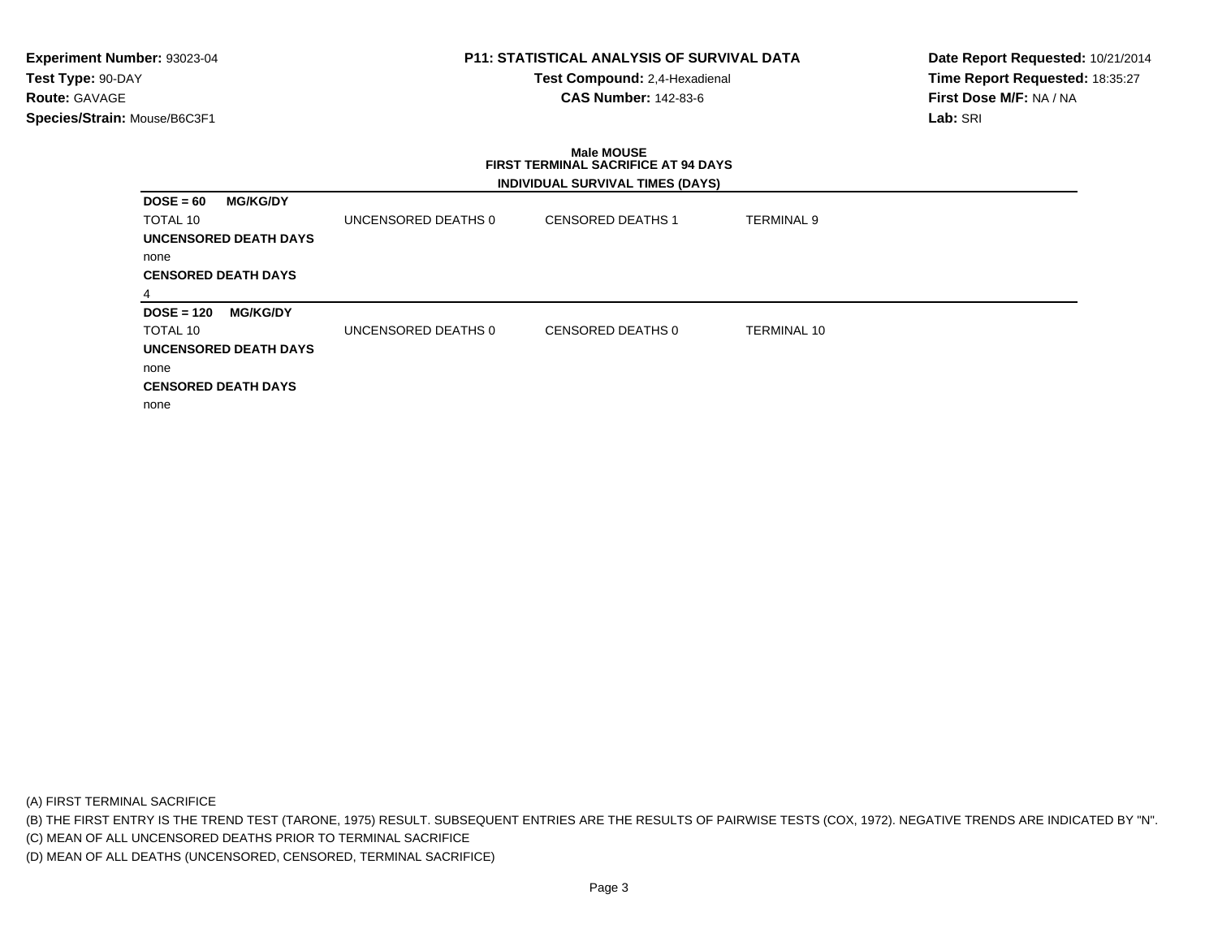**Experiment Number:** 93023-04
**Test Type:** 90-DAY
**Route:** GAVAGE
**Species/Strain:** Mouse/B6C3F1

**P11: STATISTICAL ANALYSIS OF SURVIVAL DATA**
**Test Compound:** 2,4-Hexadienal
**CAS Number:** 142-83-6

**Date Report Requested:** 10/21/2014
**Time Report Requested:** 18:35:27
**First Dose M/F:** NA / NA
**Lab:** SRI

**Male MOUSE**
**FIRST TERMINAL SACRIFICE AT 94 DAYS**
**INDIVIDUAL SURVIVAL TIMES (DAYS)**

**DOSE = 60 MG/KG/DY**

| TOTAL 10 | UNCENSORED DEATHS 0 | CENSORED DEATHS 1 | TERMINAL 9 |
|---|---|---|---|

**UNCENSORED DEATH DAYS**
none
**CENSORED DEATH DAYS**
4

**DOSE = 120 MG/KG/DY**

| TOTAL 10 | UNCENSORED DEATHS 0 | CENSORED DEATHS 0 | TERMINAL 10 |
|---|---|---|---|

**UNCENSORED DEATH DAYS**
none
**CENSORED DEATH DAYS**
none

(A) FIRST TERMINAL SACRIFICE
(B) THE FIRST ENTRY IS THE TREND TEST (TARONE, 1975) RESULT. SUBSEQUENT ENTRIES ARE THE RESULTS OF PAIRWISE TESTS (COX, 1972). NEGATIVE TRENDS ARE INDICATED BY "N".
(C) MEAN OF ALL UNCENSORED DEATHS PRIOR TO TERMINAL SACRIFICE
(D) MEAN OF ALL DEATHS (UNCENSORED, CENSORED, TERMINAL SACRIFICE)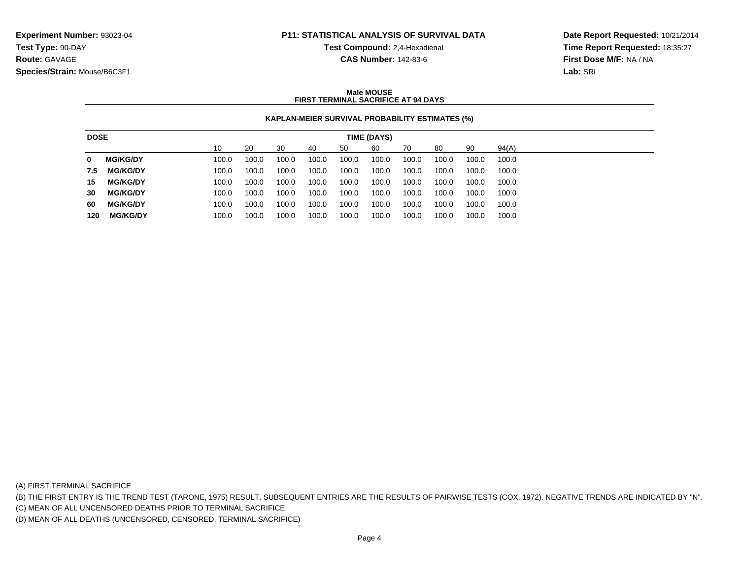**Experiment Number:** 93023-04
**Test Type:** 90-DAY
**Route:** GAVAGE
**Species/Strain:** Mouse/B6C3F1

**P11: STATISTICAL ANALYSIS OF SURVIVAL DATA**
**Test Compound:** 2,4-Hexadienal
**CAS Number:** 142-83-6

**Date Report Requested:** 10/21/2014
**Time Report Requested:** 18:35:27
**First Dose M/F:** NA / NA
**Lab:** SRI

**Male MOUSE**
**FIRST TERMINAL SACRIFICE AT 94 DAYS**

**KAPLAN-MEIER SURVIVAL PROBABILITY ESTIMATES (%)**

| DOSE | TIME (DAYS) | | | | | | | | | |
|---|---|---|---|---|---|---|---|---|---|---|
| | 10 | 20 | 30 | 40 | 50 | 60 | 70 | 80 | 90 | 94(A) |
| **0 MG/KG/DY** | 100.0 | 100.0 | 100.0 | 100.0 | 100.0 | 100.0 | 100.0 | 100.0 | 100.0 | 100.0 |
| **7.5 MG/KG/DY** | 100.0 | 100.0 | 100.0 | 100.0 | 100.0 | 100.0 | 100.0 | 100.0 | 100.0 | 100.0 |
| **15 MG/KG/DY** | 100.0 | 100.0 | 100.0 | 100.0 | 100.0 | 100.0 | 100.0 | 100.0 | 100.0 | 100.0 |
| **30 MG/KG/DY** | 100.0 | 100.0 | 100.0 | 100.0 | 100.0 | 100.0 | 100.0 | 100.0 | 100.0 | 100.0 |
| **60 MG/KG/DY** | 100.0 | 100.0 | 100.0 | 100.0 | 100.0 | 100.0 | 100.0 | 100.0 | 100.0 | 100.0 |
| **120 MG/KG/DY** | 100.0 | 100.0 | 100.0 | 100.0 | 100.0 | 100.0 | 100.0 | 100.0 | 100.0 | 100.0 |

(A) FIRST TERMINAL SACRIFICE
(B) THE FIRST ENTRY IS THE TREND TEST (TARONE, 1975) RESULT. SUBSEQUENT ENTRIES ARE THE RESULTS OF PAIRWISE TESTS (COX, 1972). NEGATIVE TRENDS ARE INDICATED BY "N".
(C) MEAN OF ALL UNCENSORED DEATHS PRIOR TO TERMINAL SACRIFICE
(D) MEAN OF ALL DEATHS (UNCENSORED, CENSORED, TERMINAL SACRIFICE)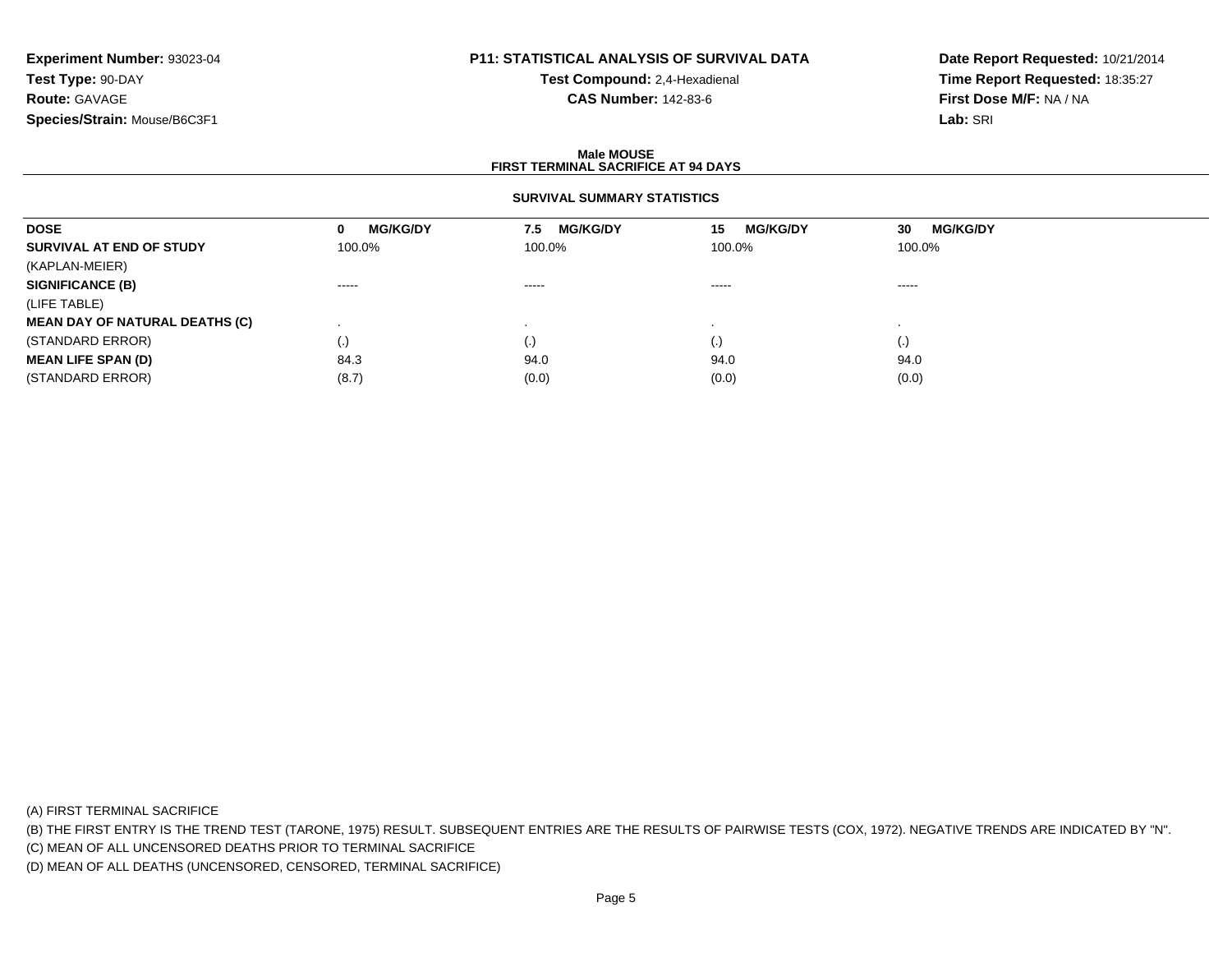**Experiment Number:** 93023-04
**Test Type:** 90-DAY
**Route:** GAVAGE
**Species/Strain:** Mouse/B6C3F1

**P11: STATISTICAL ANALYSIS OF SURVIVAL DATA**
**Test Compound:** 2,4-Hexadienal
**CAS Number:** 142-83-6

**Date Report Requested:** 10/21/2014
**Time Report Requested:** 18:35:27
**First Dose M/F:** NA / NA
**Lab:** SRI

## Male MOUSE
## FIRST TERMINAL SACRIFICE AT 94 DAYS

### SURVIVAL SUMMARY STATISTICS

| DOSE | 0 MG/KG/DY | 7.5 MG/KG/DY | 15 MG/KG/DY | 30 MG/KG/DY |
|---|---|---|---|---|
| **SURVIVAL AT END OF STUDY** | 100.0% | 100.0% | 100.0% | 100.0% |
| (KAPLAN-MEIER) | | | | |
| **SIGNIFICANCE (B)** | ----- | ----- | ----- | ----- |
| (LIFE TABLE) | | | | |
| **MEAN DAY OF NATURAL DEATHS (C)** | . | . | . | . |
| (STANDARD ERROR) | (.) | (.) | (.) | (.) |
| **MEAN LIFE SPAN (D)** | 84.3 | 94.0 | 94.0 | 94.0 |
| (STANDARD ERROR) | (8.7) | (0.0) | (0.0) | (0.0) |

(A) FIRST TERMINAL SACRIFICE
(B) THE FIRST ENTRY IS THE TREND TEST (TARONE, 1975) RESULT. SUBSEQUENT ENTRIES ARE THE RESULTS OF PAIRWISE TESTS (COX, 1972). NEGATIVE TRENDS ARE INDICATED BY "N".
(C) MEAN OF ALL UNCENSORED DEATHS PRIOR TO TERMINAL SACRIFICE
(D) MEAN OF ALL DEATHS (UNCENSORED, CENSORED, TERMINAL SACRIFICE)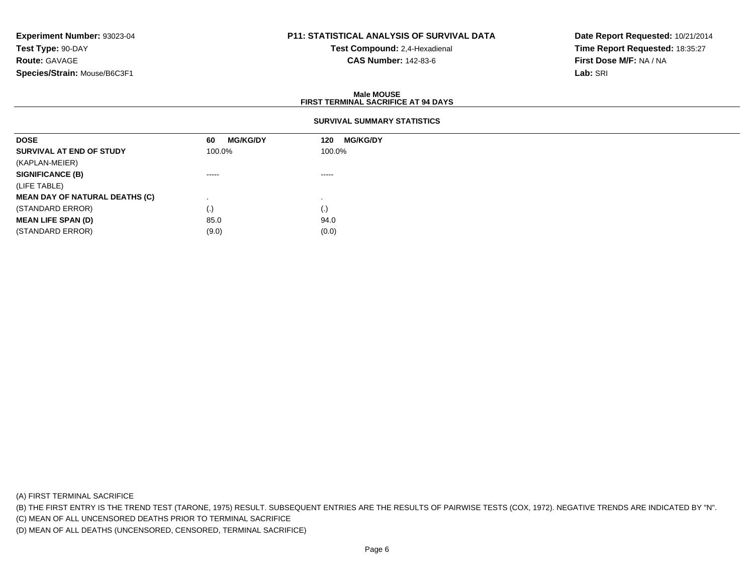**Experiment Number:** 93023-04
**Test Type:** 90-DAY
**Route:** GAVAGE
**Species/Strain:** Mouse/B6C3F1

**P11: STATISTICAL ANALYSIS OF SURVIVAL DATA**
**Test Compound:** 2,4-Hexadienal
**CAS Number:** 142-83-6

**Date Report Requested:** 10/21/2014
**Time Report Requested:** 18:35:27
**First Dose M/F:** NA / NA
**Lab:** SRI

## Male MOUSE
## FIRST TERMINAL SACRIFICE AT 94 DAYS

### SURVIVAL SUMMARY STATISTICS

| DOSE | 60 MG/KG/DY | 120 MG/KG/DY |
|---|---|---|
| **SURVIVAL AT END OF STUDY** | 100.0% | 100.0% |
| (KAPLAN-MEIER) | | |
| **SIGNIFICANCE (B)** | ----- | ----- |
| (LIFE TABLE) | | |
| **MEAN DAY OF NATURAL DEATHS (C)** | . | . |
| (STANDARD ERROR) | (.) | (.) |
| **MEAN LIFE SPAN (D)** | 85.0 | 94.0 |
| (STANDARD ERROR) | (9.0) | (0.0) |

(A) FIRST TERMINAL SACRIFICE
(B) THE FIRST ENTRY IS THE TREND TEST (TARONE, 1975) RESULT. SUBSEQUENT ENTRIES ARE THE RESULTS OF PAIRWISE TESTS (COX, 1972). NEGATIVE TRENDS ARE INDICATED BY "N".
(C) MEAN OF ALL UNCENSORED DEATHS PRIOR TO TERMINAL SACRIFICE
(D) MEAN OF ALL DEATHS (UNCENSORED, CENSORED, TERMINAL SACRIFICE)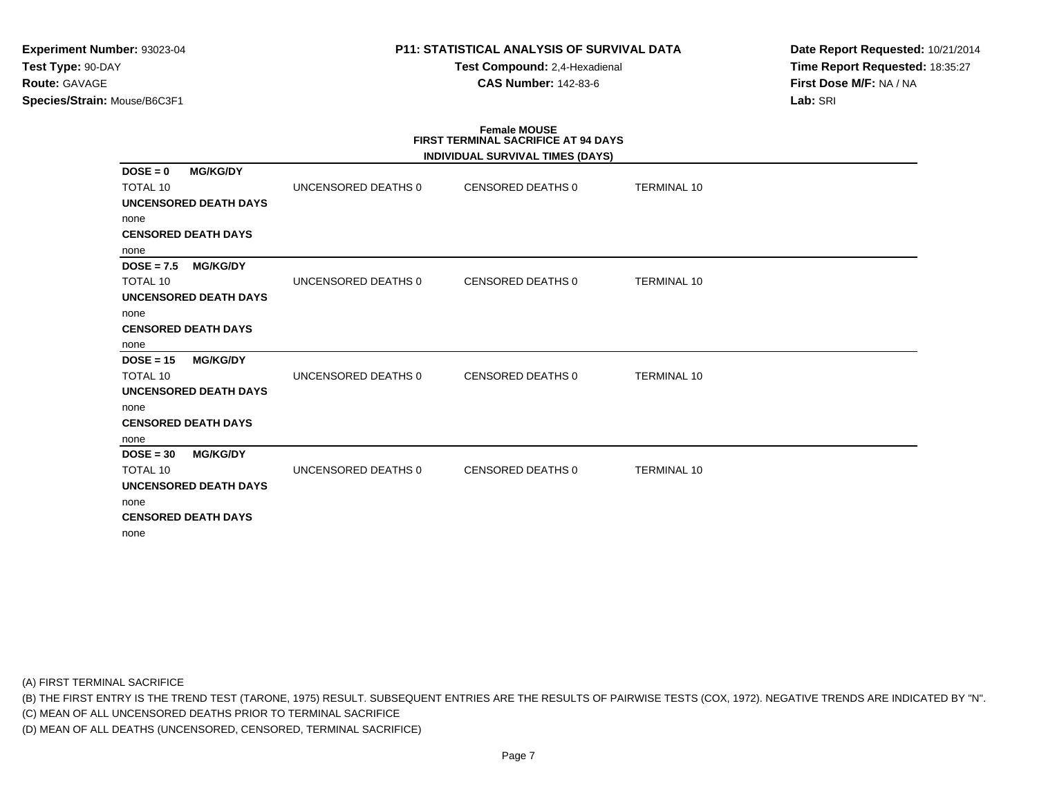**Experiment Number:** 93023-04
**Test Type:** 90-DAY
**Route:** GAVAGE
**Species/Strain:** Mouse/B6C3F1

**P11: STATISTICAL ANALYSIS OF SURVIVAL DATA**
**Test Compound:** 2,4-Hexadienal
**CAS Number:** 142-83-6

**Date Report Requested:** 10/21/2014
**Time Report Requested:** 18:35:27
**First Dose M/F:** NA / NA
**Lab:** SRI

**Female MOUSE**
**FIRST TERMINAL SACRIFICE AT 94 DAYS**
**INDIVIDUAL SURVIVAL TIMES (DAYS)**

**DOSE = 0 MG/KG/DY**

| TOTAL 10 | UNCENSORED DEATHS 0 | CENSORED DEATHS 0 | TERMINAL 10 |
|---|---|---|---|

**UNCENSORED DEATH DAYS**
none
**CENSORED DEATH DAYS**
none

**DOSE = 7.5 MG/KG/DY**

| TOTAL 10 | UNCENSORED DEATHS 0 | CENSORED DEATHS 0 | TERMINAL 10 |
|---|---|---|---|

**UNCENSORED DEATH DAYS**
none
**CENSORED DEATH DAYS**
none

**DOSE = 15 MG/KG/DY**

| TOTAL 10 | UNCENSORED DEATHS 0 | CENSORED DEATHS 0 | TERMINAL 10 |
|---|---|---|---|

**UNCENSORED DEATH DAYS**
none
**CENSORED DEATH DAYS**
none

**DOSE = 30 MG/KG/DY**

| TOTAL 10 | UNCENSORED DEATHS 0 | CENSORED DEATHS 0 | TERMINAL 10 |
|---|---|---|---|

**UNCENSORED DEATH DAYS**
none
**CENSORED DEATH DAYS**
none

(A) FIRST TERMINAL SACRIFICE
(B) THE FIRST ENTRY IS THE TREND TEST (TARONE, 1975) RESULT. SUBSEQUENT ENTRIES ARE THE RESULTS OF PAIRWISE TESTS (COX, 1972). NEGATIVE TRENDS ARE INDICATED BY "N".
(C) MEAN OF ALL UNCENSORED DEATHS PRIOR TO TERMINAL SACRIFICE
(D) MEAN OF ALL DEATHS (UNCENSORED, CENSORED, TERMINAL SACRIFICE)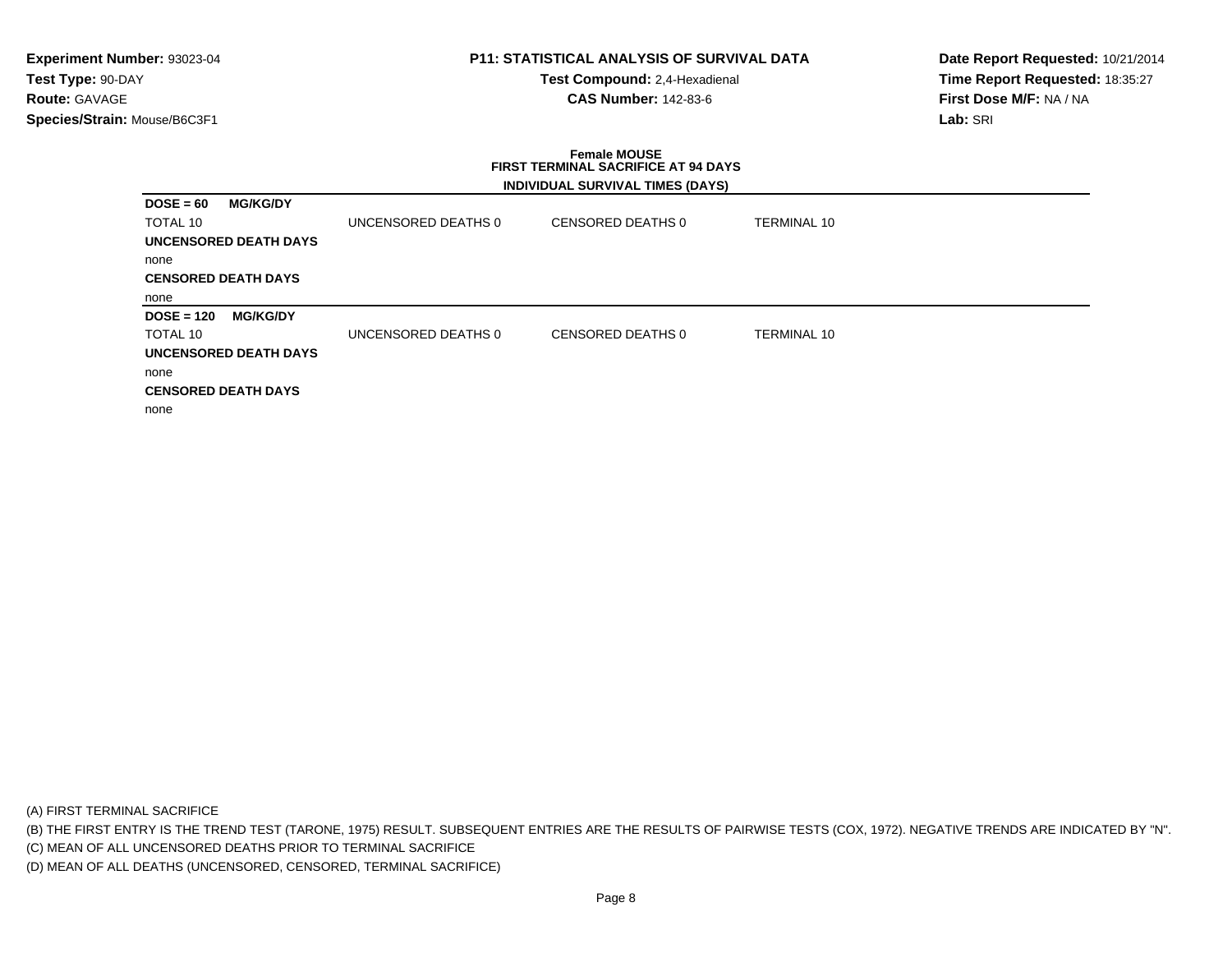**Experiment Number:** 93023-04
**Test Type:** 90-DAY
**Route:** GAVAGE
**Species/Strain:** Mouse/B6C3F1

**P11: STATISTICAL ANALYSIS OF SURVIVAL DATA**
**Test Compound:** 2,4-Hexadienal
**CAS Number:** 142-83-6

**Date Report Requested:** 10/21/2014
**Time Report Requested:** 18:35:27
**First Dose M/F:** NA / NA
**Lab:** SRI

**Female MOUSE**
**FIRST TERMINAL SACRIFICE AT 94 DAYS**
**INDIVIDUAL SURVIVAL TIMES (DAYS)**

**DOSE = 60 MG/KG/DY**

| TOTAL 10 | UNCENSORED DEATHS 0 | CENSORED DEATHS 0 | TERMINAL 10 |
|---|---|---|---|

**UNCENSORED DEATH DAYS**
none

**CENSORED DEATH DAYS**
none

**DOSE = 120 MG/KG/DY**

| TOTAL 10 | UNCENSORED DEATHS 0 | CENSORED DEATHS 0 | TERMINAL 10 |
|---|---|---|---|

**UNCENSORED DEATH DAYS**
none

**CENSORED DEATH DAYS**
none

(A) FIRST TERMINAL SACRIFICE
(B) THE FIRST ENTRY IS THE TREND TEST (TARONE, 1975) RESULT. SUBSEQUENT ENTRIES ARE THE RESULTS OF PAIRWISE TESTS (COX, 1972). NEGATIVE TRENDS ARE INDICATED BY "N".
(C) MEAN OF ALL UNCENSORED DEATHS PRIOR TO TERMINAL SACRIFICE
(D) MEAN OF ALL DEATHS (UNCENSORED, CENSORED, TERMINAL SACRIFICE)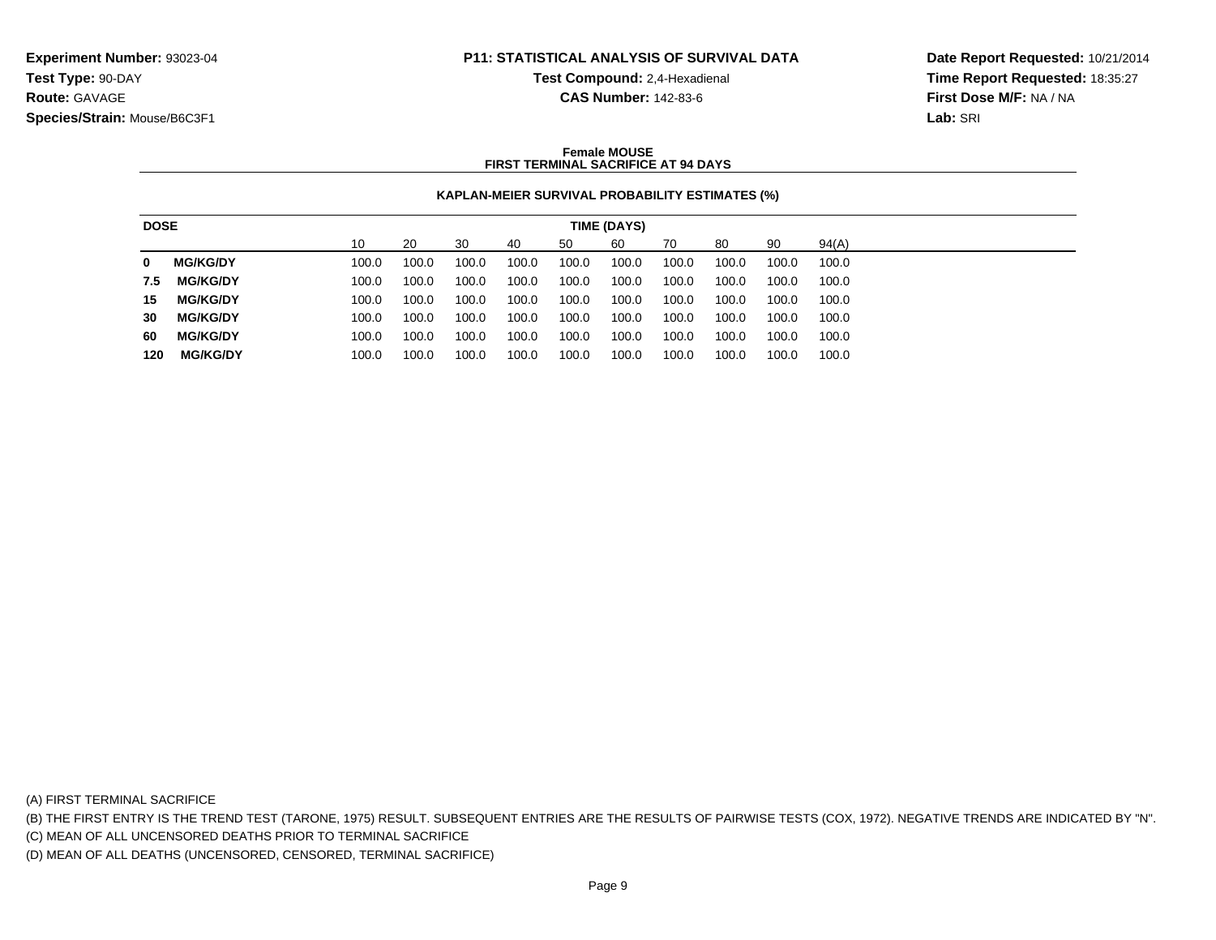**Experiment Number:** 93023-04
**Test Type:** 90-DAY
**Route:** GAVAGE
**Species/Strain:** Mouse/B6C3F1

**P11: STATISTICAL ANALYSIS OF SURVIVAL DATA**
**Test Compound:** 2,4-Hexadienal
**CAS Number:** 142-83-6

**Date Report Requested:** 10/21/2014
**Time Report Requested:** 18:35:27
**First Dose M/F:** NA / NA
**Lab:** SRI

**Female MOUSE**
**FIRST TERMINAL SACRIFICE AT 94 DAYS**

**KAPLAN-MEIER SURVIVAL PROBABILITY ESTIMATES (%)**

| DOSE | TIME (DAYS) | | | | | | | | | |
|---|---|---|---|---|---|---|---|---|---|---|
| | 10 | 20 | 30 | 40 | 50 | 60 | 70 | 80 | 90 | 94(A) |
| **0 MG/KG/DY** | 100.0 | 100.0 | 100.0 | 100.0 | 100.0 | 100.0 | 100.0 | 100.0 | 100.0 | 100.0 |
| **7.5 MG/KG/DY** | 100.0 | 100.0 | 100.0 | 100.0 | 100.0 | 100.0 | 100.0 | 100.0 | 100.0 | 100.0 |
| **15 MG/KG/DY** | 100.0 | 100.0 | 100.0 | 100.0 | 100.0 | 100.0 | 100.0 | 100.0 | 100.0 | 100.0 |
| **30 MG/KG/DY** | 100.0 | 100.0 | 100.0 | 100.0 | 100.0 | 100.0 | 100.0 | 100.0 | 100.0 | 100.0 |
| **60 MG/KG/DY** | 100.0 | 100.0 | 100.0 | 100.0 | 100.0 | 100.0 | 100.0 | 100.0 | 100.0 | 100.0 |
| **120 MG/KG/DY** | 100.0 | 100.0 | 100.0 | 100.0 | 100.0 | 100.0 | 100.0 | 100.0 | 100.0 | 100.0 |

(A) FIRST TERMINAL SACRIFICE
(B) THE FIRST ENTRY IS THE TREND TEST (TARONE, 1975) RESULT. SUBSEQUENT ENTRIES ARE THE RESULTS OF PAIRWISE TESTS (COX, 1972). NEGATIVE TRENDS ARE INDICATED BY "N".
(C) MEAN OF ALL UNCENSORED DEATHS PRIOR TO TERMINAL SACRIFICE
(D) MEAN OF ALL DEATHS (UNCENSORED, CENSORED, TERMINAL SACRIFICE)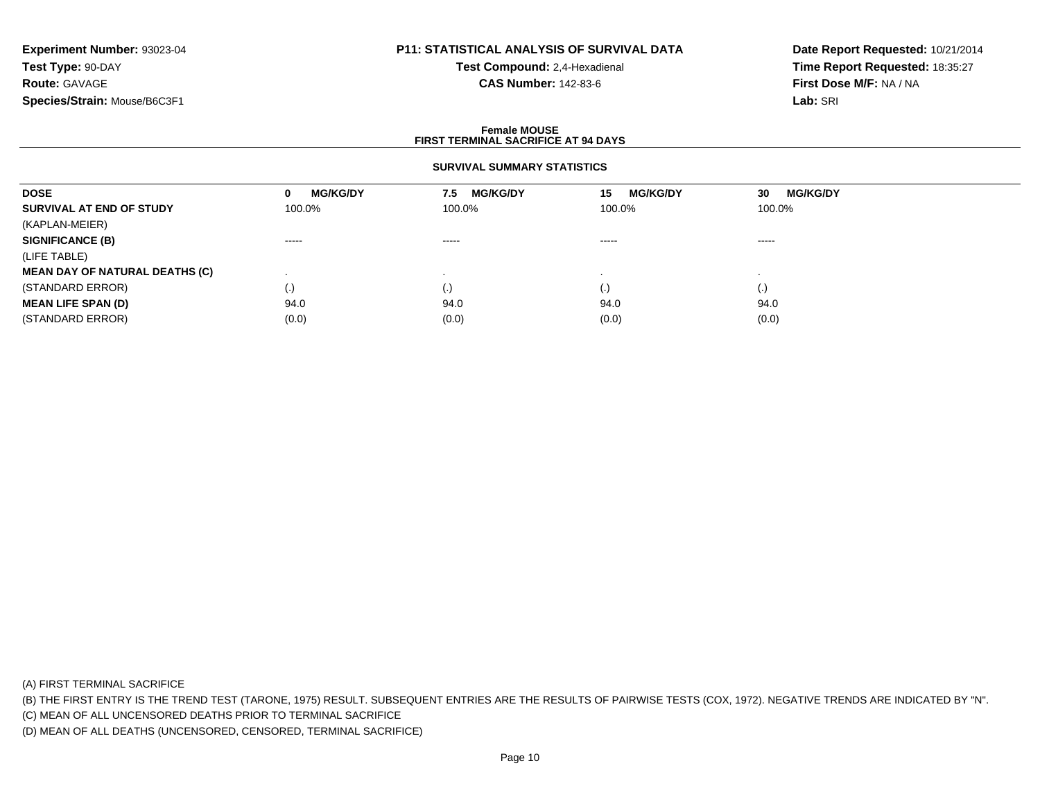**Experiment Number:** 93023-04
**Test Type:** 90-DAY
**Route:** GAVAGE
**Species/Strain:** Mouse/B6C3F1

**P11: STATISTICAL ANALYSIS OF SURVIVAL DATA**
**Test Compound:** 2,4-Hexadienal
**CAS Number:** 142-83-6

**Date Report Requested:** 10/21/2014
**Time Report Requested:** 18:35:27
**First Dose M/F:** NA / NA
**Lab:** SRI

**Female MOUSE**
**FIRST TERMINAL SACRIFICE AT 94 DAYS**

**SURVIVAL SUMMARY STATISTICS**

| DOSE | 0 MG/KG/DY | 7.5 MG/KG/DY | 15 MG/KG/DY | 30 MG/KG/DY |
|---|---|---|---|---|
| **SURVIVAL AT END OF STUDY** | 100.0% | 100.0% | 100.0% | 100.0% |
| (KAPLAN-MEIER) | | | | |
| **SIGNIFICANCE (B)** | ----- | ----- | ----- | ----- |
| (LIFE TABLE) | | | | |
| **MEAN DAY OF NATURAL DEATHS (C)** | . | . | . | . |
| (STANDARD ERROR) | (.) | (.) | (.) | (.) |
| **MEAN LIFE SPAN (D)** | 94.0 | 94.0 | 94.0 | 94.0 |
| (STANDARD ERROR) | (0.0) | (0.0) | (0.0) | (0.0) |

(A) FIRST TERMINAL SACRIFICE
(B) THE FIRST ENTRY IS THE TREND TEST (TARONE, 1975) RESULT. SUBSEQUENT ENTRIES ARE THE RESULTS OF PAIRWISE TESTS (COX, 1972). NEGATIVE TRENDS ARE INDICATED BY "N".
(C) MEAN OF ALL UNCENSORED DEATHS PRIOR TO TERMINAL SACRIFICE
(D) MEAN OF ALL DEATHS (UNCENSORED, CENSORED, TERMINAL SACRIFICE)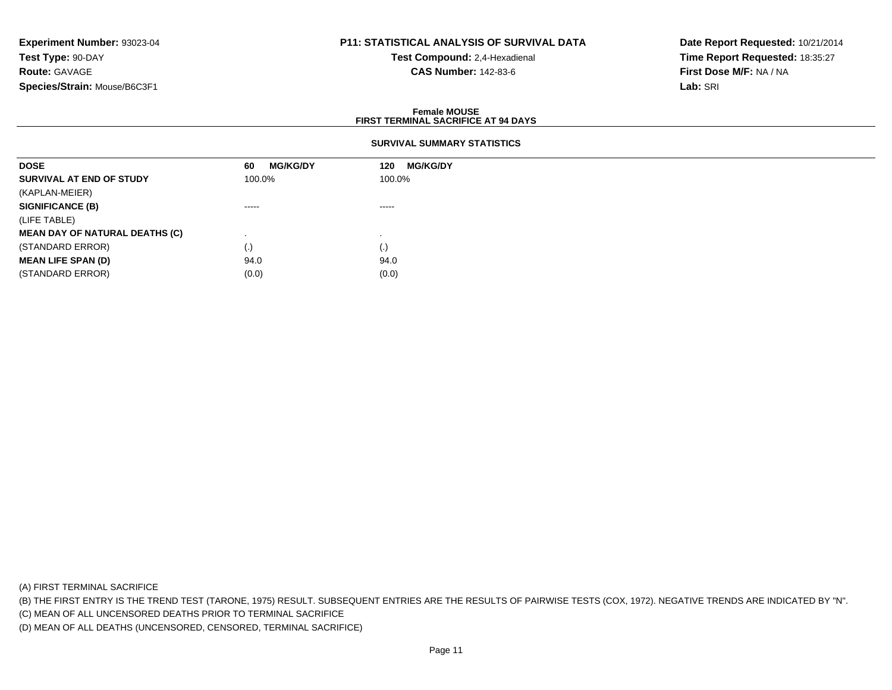**Experiment Number:** 93023-04
**Test Type:** 90-DAY
**Route:** GAVAGE
**Species/Strain:** Mouse/B6C3F1

**P11: STATISTICAL ANALYSIS OF SURVIVAL DATA**
**Test Compound:** 2,4-Hexadienal
**CAS Number:** 142-83-6

**Date Report Requested:** 10/21/2014
**Time Report Requested:** 18:35:27
**First Dose M/F:** NA / NA
**Lab:** SRI

**Female MOUSE**
**FIRST TERMINAL SACRIFICE AT 94 DAYS**

**SURVIVAL SUMMARY STATISTICS**

| **DOSE** | **60 MG/KG/DY** | **120 MG/KG/DY** |
|---|---|---|
| **SURVIVAL AT END OF STUDY** | 100.0% | 100.0% |
| (KAPLAN-MEIER) | | |
| **SIGNIFICANCE (B)** | ----- | ----- |
| (LIFE TABLE) | | |
| **MEAN DAY OF NATURAL DEATHS (C)** | . | . |
| (STANDARD ERROR) | (.) | (.) |
| **MEAN LIFE SPAN (D)** | 94.0 | 94.0 |
| (STANDARD ERROR) | (0.0) | (0.0) |

(A) FIRST TERMINAL SACRIFICE
(B) THE FIRST ENTRY IS THE TREND TEST (TARONE, 1975) RESULT. SUBSEQUENT ENTRIES ARE THE RESULTS OF PAIRWISE TESTS (COX, 1972). NEGATIVE TRENDS ARE INDICATED BY "N".
(C) MEAN OF ALL UNCENSORED DEATHS PRIOR TO TERMINAL SACRIFICE
(D) MEAN OF ALL DEATHS (UNCENSORED, CENSORED, TERMINAL SACRIFICE)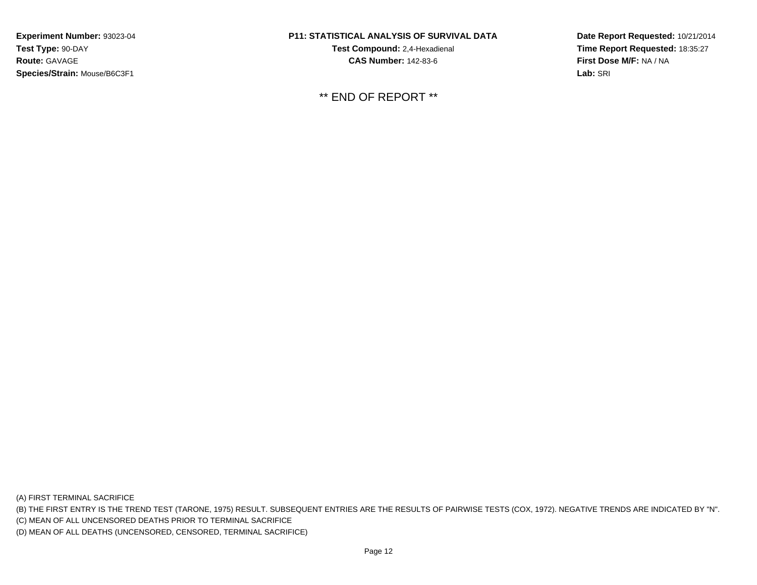**Experiment Number:** 93023-04
**Test Type:** 90-DAY
**Route:** GAVAGE
**Species/Strain:** Mouse/B6C3F1

**P11: STATISTICAL ANALYSIS OF SURVIVAL DATA**
**Test Compound:** 2,4-Hexadienal
**CAS Number:** 142-83-6

**Date Report Requested:** 10/21/2014
**Time Report Requested:** 18:35:27
**First Dose M/F:** NA / NA
**Lab:** SRI

** END OF REPORT **

(A) FIRST TERMINAL SACRIFICE
(B) THE FIRST ENTRY IS THE TREND TEST (TARONE, 1975) RESULT. SUBSEQUENT ENTRIES ARE THE RESULTS OF PAIRWISE TESTS (COX, 1972). NEGATIVE TRENDS ARE INDICATED BY "N".
(C) MEAN OF ALL UNCENSORED DEATHS PRIOR TO TERMINAL SACRIFICE
(D) MEAN OF ALL DEATHS (UNCENSORED, CENSORED, TERMINAL SACRIFICE)